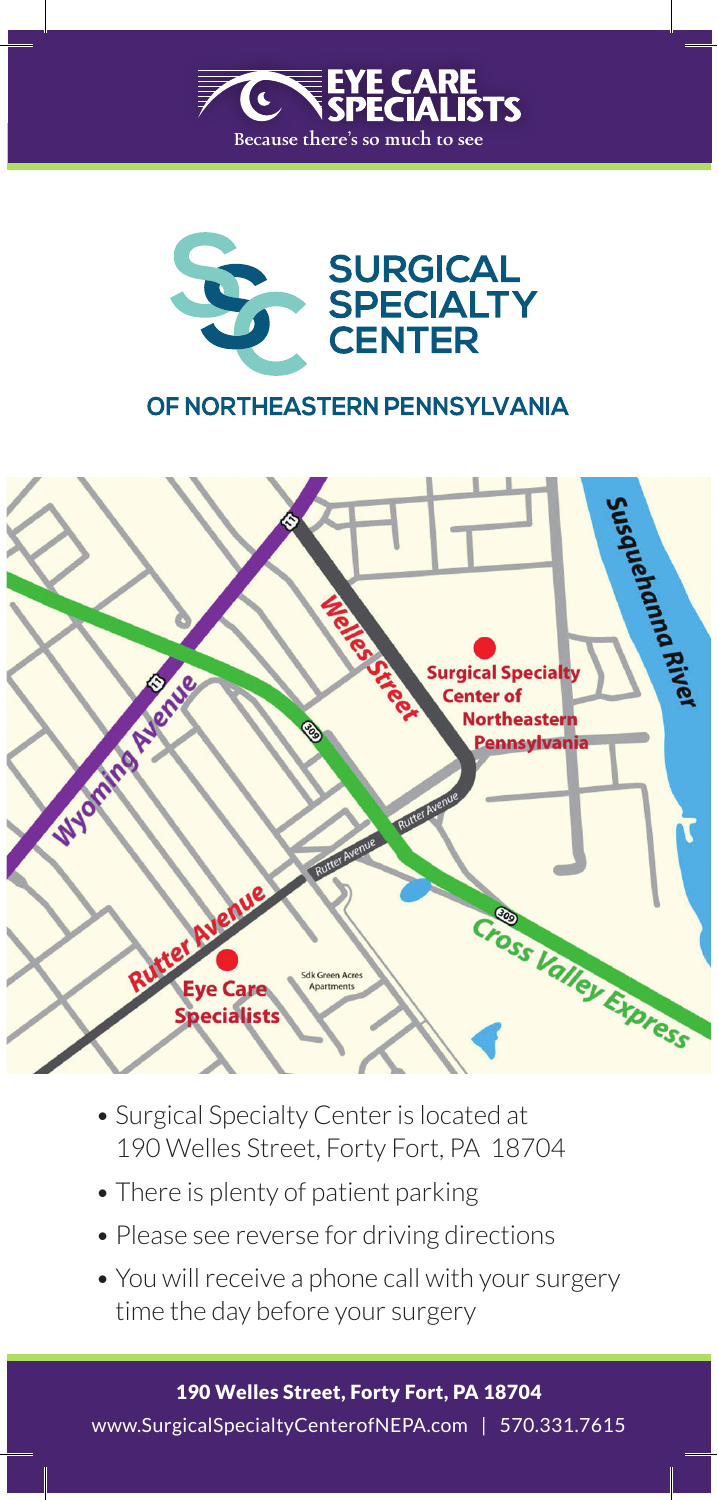# EYE CARE SPECIALISTS

Because there's so much to see

# SURGICAL SPECIALTY CENTER

## OF NORTHEASTERN PENNSYLVANIA

Wyoming Avenue

Welles Street

Surgical Specialty Center of Northeastern Pennsylvania

Susquehanna River

Rutter Avenue

Cross Valley Express

Eye Care Specialists

Sdk Green Acres Apartments

- Surgical Specialty Center is located at 190 Welles Street, Forty Fort, PA 18704
- There is plenty of patient parking
- Please see reverse for driving directions
- You will receive a phone call with your surgery time the day before your surgery

**190 Welles Street, Forty Fort, PA 18704**

www.SurgicalSpecialtyCenterofNEPA.com | 570.331.7615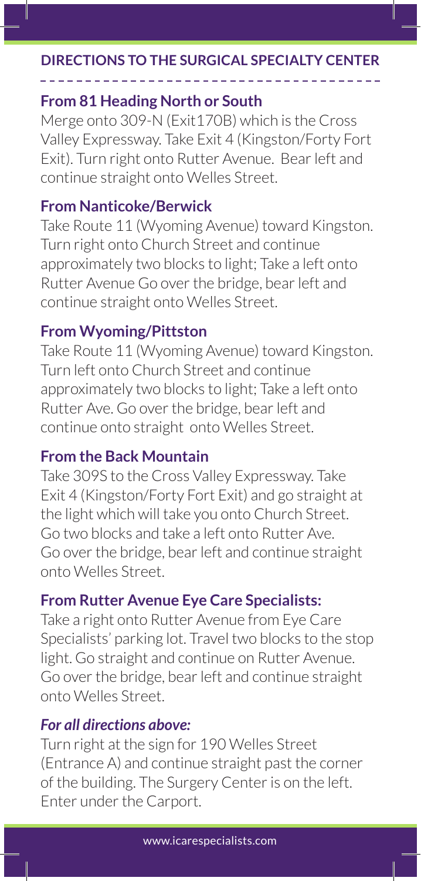## DIRECTIONS TO THE SURGICAL SPECIALTY CENTER

### From 81 Heading North or South

Merge onto 309-N (Exit170B) which is the Cross Valley Expressway. Take Exit 4 (Kingston/Forty Fort Exit). Turn right onto Rutter Avenue. Bear left and continue straight onto Welles Street.

### From Nanticoke/Berwick

Take Route 11 (Wyoming Avenue) toward Kingston. Turn right onto Church Street and continue approximately two blocks to light; Take a left onto Rutter Avenue Go over the bridge, bear left and continue straight onto Welles Street.

### From Wyoming/Pittston

Take Route 11 (Wyoming Avenue) toward Kingston. Turn left onto Church Street and continue approximately two blocks to light; Take a left onto Rutter Ave. Go over the bridge, bear left and continue onto straight onto Welles Street.

### From the Back Mountain

Take 309S to the Cross Valley Expressway. Take Exit 4 (Kingston/Forty Fort Exit) and go straight at the light which will take you onto Church Street. Go two blocks and take a left onto Rutter Ave. Go over the bridge, bear left and continue straight onto Welles Street.

### From Rutter Avenue Eye Care Specialists:

Take a right onto Rutter Avenue from Eye Care Specialists' parking lot. Travel two blocks to the stop light. Go straight and continue on Rutter Avenue. Go over the bridge, bear left and continue straight onto Welles Street.

### *For all directions above:*

Turn right at the sign for 190 Welles Street (Entrance A) and continue straight past the corner of the building. The Surgery Center is on the left. Enter under the Carport.

www.icarespecialists.com